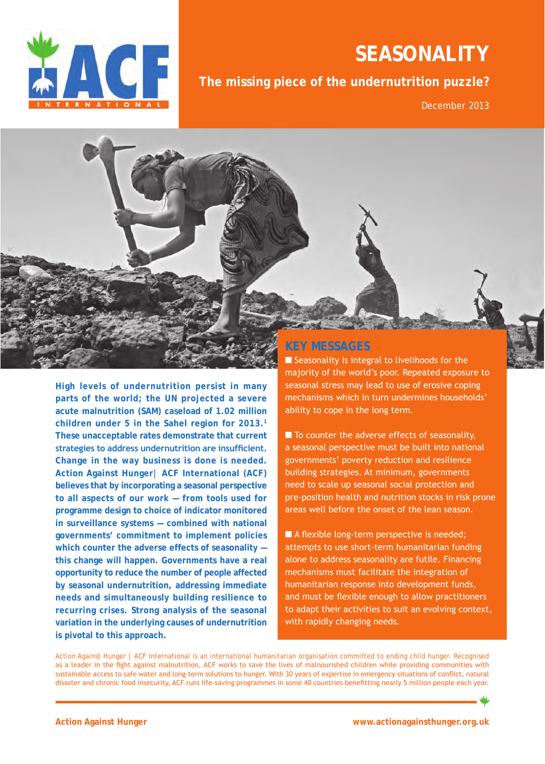# SEASONALITY

## The missing piece of the undernutrition puzzle?

December 2013

**High levels of undernutrition persist in many parts of the world; the UN projected a severe acute malnutrition (SAM) caseload of 1.02 million children under 5 in the Sahel region for 2013.[1] These unacceptable rates demonstrate that current strategies to address undernutrition are insufficient. Change in the way business is done is needed. Action Against Hunger| ACF International (ACF) believes that by incorporating a seasonal perspective to all aspects of our work — from tools used for programme design to choice of indicator monitored in surveillance systems — combined with national governments' commitment to implement policies which counter the adverse effects of seasonality — this change will happen. Governments have a real opportunity to reduce the number of people affected by seasonal undernutrition, addressing immediate needs and simultaneously building resilience to recurring crises. Strong analysis of the seasonal variation in the underlying causes of undernutrition is pivotal to this approach.**

## KEY MESSAGES

- Seasonality is integral to livelihoods for the majority of the world's poor. Repeated exposure to seasonal stress may lead to use of erosive coping mechanisms which in turn undermines households' ability to cope in the long term.
- To counter the adverse effects of seasonality, a seasonal perspective must be built into national governments' poverty reduction and resilience building strategies. At minimum, governments need to scale up seasonal social protection and pre-position health and nutrition stocks in risk prone areas well before the onset of the lean season.
- A flexible long-term perspective is needed; attempts to use short-term humanitarian funding alone to address seasonality are futile. Financing mechanisms must facilitate the integration of humanitarian response into development funds, and must be flexible enough to allow practitioners to adapt their activities to suit an evolving context, with rapidly changing needs.

Action Against Hunger | ACF International is an international humanitarian organisation committed to ending child hunger. Recognised as a leader in the fight against malnutrition, ACF works to save the lives of malnourished children while providing communities with sustainable access to safe water and long-term solutions to hunger. With 30 years of expertise in emergency situations of conflict, natural disaster and chronic food insecurity, ACF runs life-saving programmes in some 40 countries benefitting nearly 5 million people each year.

**Action Against Hunger** **www.actionagainsthunger.org.uk**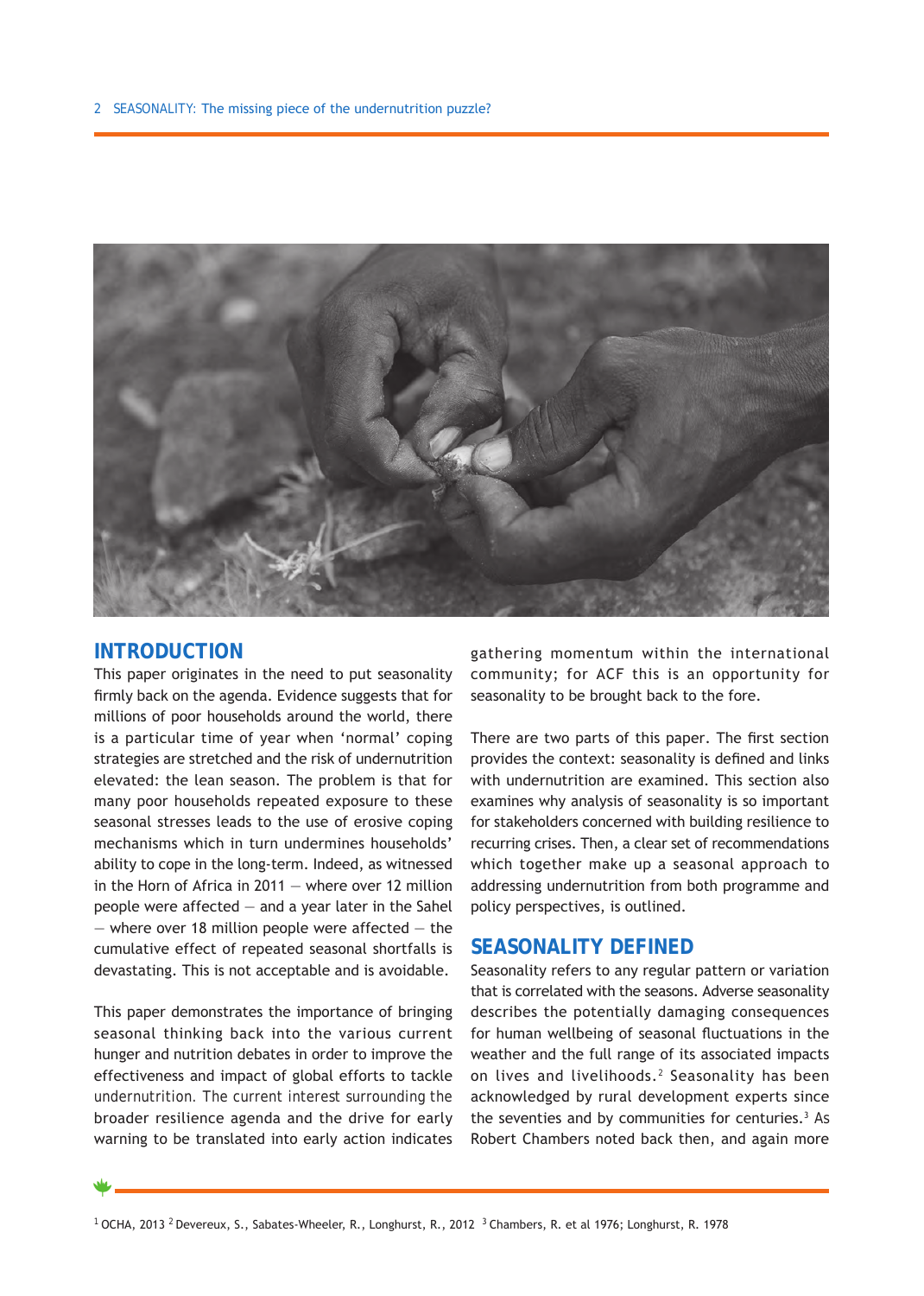## INTRODUCTION

This paper originates in the need to put seasonality firmly back on the agenda. Evidence suggests that for millions of poor households around the world, there is a particular time of year when 'normal' coping strategies are stretched and the risk of undernutrition elevated: the lean season. The problem is that for many poor households repeated exposure to these seasonal stresses leads to the use of erosive coping mechanisms which in turn undermines households' ability to cope in the long-term. Indeed, as witnessed in the Horn of Africa in 2011 — where over 12 million people were affected — and a year later in the Sahel — where over 18 million people were affected — the cumulative effect of repeated seasonal shortfalls is devastating. This is not acceptable and is avoidable.

This paper demonstrates the importance of bringing seasonal thinking back into the various current hunger and nutrition debates in order to improve the effectiveness and impact of global efforts to tackle undernutrition. The current interest surrounding the broader resilience agenda and the drive for early warning to be translated into early action indicates gathering momentum within the international community; for ACF this is an opportunity for seasonality to be brought back to the fore.

There are two parts of this paper. The first section provides the context: seasonality is defined and links with undernutrition are examined. This section also examines why analysis of seasonality is so important for stakeholders concerned with building resilience to recurring crises. Then, a clear set of recommendations which together make up a seasonal approach to addressing undernutrition from both programme and policy perspectives, is outlined.

## SEASONALITY DEFINED

Seasonality refers to any regular pattern or variation that is correlated with the seasons. Adverse seasonality describes the potentially damaging consequences for human wellbeing of seasonal fluctuations in the weather and the full range of its associated impacts on lives and livelihoods.[2] Seasonality has been acknowledged by rural development experts since the seventies and by communities for centuries.[3] As Robert Chambers noted back then, and again more

[1] OCHA, 2013 [2] Devereux, S., Sabates-Wheeler, R., Longhurst, R., 2012 [3] Chambers, R. et al 1976; Longhurst, R. 1978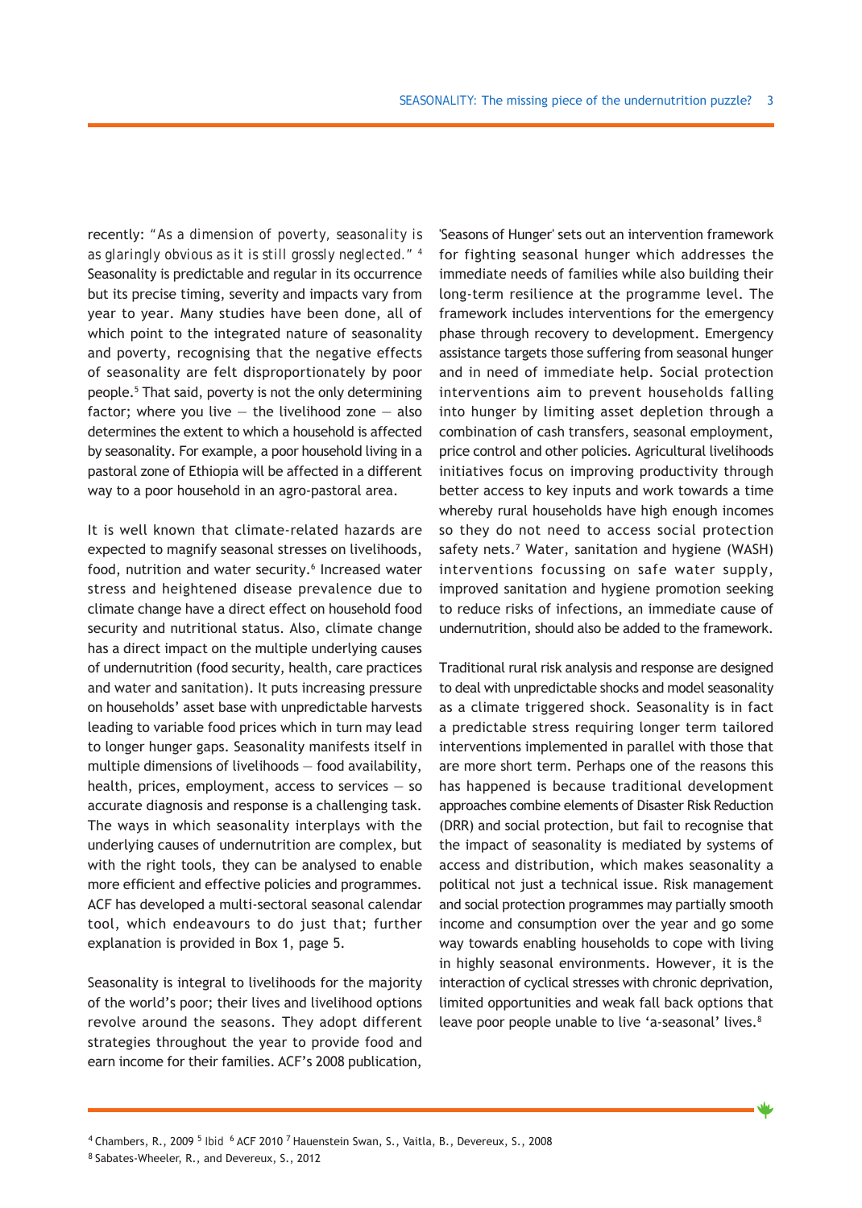recently: "*As a dimension of poverty, seasonality is as glaringly obvious as it is still grossly neglected.*" [4] Seasonality is predictable and regular in its occurrence but its precise timing, severity and impacts vary from year to year. Many studies have been done, all of which point to the integrated nature of seasonality and poverty, recognising that the negative effects of seasonality are felt disproportionately by poor people.[5] That said, poverty is not the only determining factor; where you live — the livelihood zone — also determines the extent to which a household is affected by seasonality. For example, a poor household living in a pastoral zone of Ethiopia will be affected in a different way to a poor household in an agro-pastoral area.

It is well known that climate-related hazards are expected to magnify seasonal stresses on livelihoods, food, nutrition and water security.[6] Increased water stress and heightened disease prevalence due to climate change have a direct effect on household food security and nutritional status. Also, climate change has a direct impact on the multiple underlying causes of undernutrition (food security, health, care practices and water and sanitation). It puts increasing pressure on households' asset base with unpredictable harvests leading to variable food prices which in turn may lead to longer hunger gaps. Seasonality manifests itself in multiple dimensions of livelihoods — food availability, health, prices, employment, access to services — so accurate diagnosis and response is a challenging task. The ways in which seasonality interplays with the underlying causes of undernutrition are complex, but with the right tools, they can be analysed to enable more efficient and effective policies and programmes. ACF has developed a multi-sectoral seasonal calendar tool, which endeavours to do just that; further explanation is provided in Box 1, page 5.

Seasonality is integral to livelihoods for the majority of the world's poor; their lives and livelihood options revolve around the seasons. They adopt different strategies throughout the year to provide food and earn income for their families. ACF's 2008 publication, 'Seasons of Hunger' sets out an intervention framework for fighting seasonal hunger which addresses the immediate needs of families while also building their long-term resilience at the programme level. The framework includes interventions for the emergency phase through recovery to development. Emergency assistance targets those suffering from seasonal hunger and in need of immediate help. Social protection interventions aim to prevent households falling into hunger by limiting asset depletion through a combination of cash transfers, seasonal employment, price control and other policies. Agricultural livelihoods initiatives focus on improving productivity through better access to key inputs and work towards a time whereby rural households have high enough incomes so they do not need to access social protection safety nets.[7] Water, sanitation and hygiene (WASH) interventions focussing on safe water supply, improved sanitation and hygiene promotion seeking to reduce risks of infections, an immediate cause of undernutrition, should also be added to the framework.

Traditional rural risk analysis and response are designed to deal with unpredictable shocks and model seasonality as a climate triggered shock. Seasonality is in fact a predictable stress requiring longer term tailored interventions implemented in parallel with those that are more short term. Perhaps one of the reasons this has happened is because traditional development approaches combine elements of Disaster Risk Reduction (DRR) and social protection, but fail to recognise that the impact of seasonality is mediated by systems of access and distribution, which makes seasonality a political not just a technical issue. Risk management and social protection programmes may partially smooth income and consumption over the year and go some way towards enabling households to cope with living in highly seasonal environments. However, it is the interaction of cyclical stresses with chronic deprivation, limited opportunities and weak fall back options that leave poor people unable to live 'a-seasonal' lives.[8]

---

[4] Chambers, R., 2009 [5] Ibid [6] ACF 2010 [7] Hauenstein Swan, S., Vaitla, B., Devereux, S., 2008
[8] Sabates-Wheeler, R., and Devereux, S., 2012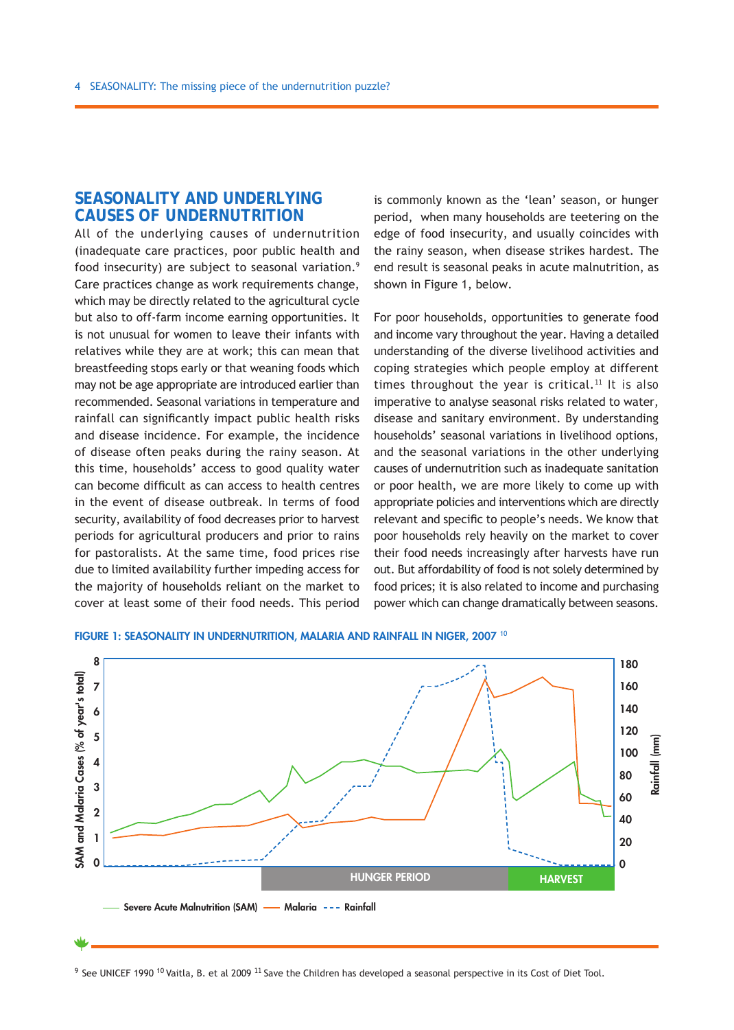## SEASONALITY AND UNDERLYING CAUSES OF UNDERNUTRITION

All of the underlying causes of undernutrition (inadequate care practices, poor public health and food insecurity) are subject to seasonal variation.[9] Care practices change as work requirements change, which may be directly related to the agricultural cycle but also to off-farm income earning opportunities. It is not unusual for women to leave their infants with relatives while they are at work; this can mean that breastfeeding stops early or that weaning foods which may not be age appropriate are introduced earlier than recommended. Seasonal variations in temperature and rainfall can significantly impact public health risks and disease incidence. For example, the incidence of disease often peaks during the rainy season. At this time, households' access to good quality water can become difficult as can access to health centres in the event of disease outbreak. In terms of food security, availability of food decreases prior to harvest periods for agricultural producers and prior to rains for pastoralists. At the same time, food prices rise due to limited availability further impeding access for the majority of households reliant on the market to cover at least some of their food needs. This period is commonly known as the 'lean' season, or hunger period, when many households are teetering on the edge of food insecurity, and usually coincides with the rainy season, when disease strikes hardest. The end result is seasonal peaks in acute malnutrition, as shown in Figure 1, below.

For poor households, opportunities to generate food and income vary throughout the year. Having a detailed understanding of the diverse livelihood activities and coping strategies which people employ at different times throughout the year is critical.[11] It is also imperative to analyse seasonal risks related to water, disease and sanitary environment. By understanding households' seasonal variations in livelihood options, and the seasonal variations in the other underlying causes of undernutrition such as inadequate sanitation or poor health, we are more likely to come up with appropriate policies and interventions which are directly relevant and specific to people's needs. We know that poor households rely heavily on the market to cover their food needs increasingly after harvests have run out. But affordability of food is not solely determined by food prices; it is also related to income and purchasing power which can change dramatically between seasons.

**FIGURE 1: SEASONALITY IN UNDERNUTRITION, MALARIA AND RAINFALL IN NIGER, 2007** [10]

[9] See UNICEF 1990 [10] Vaitla, B. et al 2009 [11] Save the Children has developed a seasonal perspective in its Cost of Diet Tool.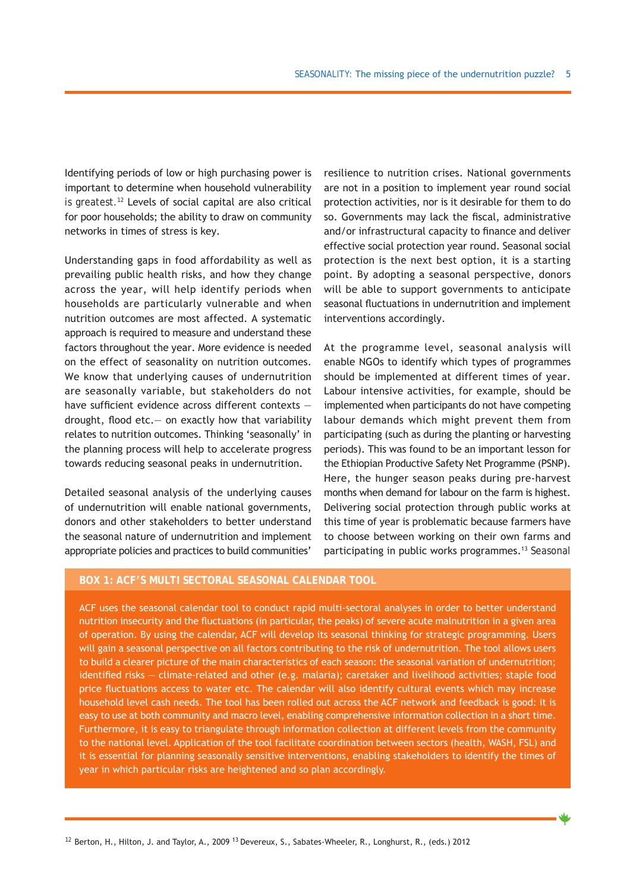Identifying periods of low or high purchasing power is important to determine when household vulnerability is greatest.[12] Levels of social capital are also critical for poor households; the ability to draw on community networks in times of stress is key.

Understanding gaps in food affordability as well as prevailing public health risks, and how they change across the year, will help identify periods when households are particularly vulnerable and when nutrition outcomes are most affected. A systematic approach is required to measure and understand these factors throughout the year. More evidence is needed on the effect of seasonality on nutrition outcomes. We know that underlying causes of undernutrition are seasonally variable, but stakeholders do not have sufficient evidence across different contexts — drought, flood etc.— on exactly how that variability relates to nutrition outcomes. Thinking 'seasonally' in the planning process will help to accelerate progress towards reducing seasonal peaks in undernutrition.

Detailed seasonal analysis of the underlying causes of undernutrition will enable national governments, donors and other stakeholders to better understand the seasonal nature of undernutrition and implement appropriate policies and practices to build communities' resilience to nutrition crises. National governments are not in a position to implement year round social protection activities, nor is it desirable for them to do so. Governments may lack the fiscal, administrative and/or infrastructural capacity to finance and deliver effective social protection year round. Seasonal social protection is the next best option, it is a starting point. By adopting a seasonal perspective, donors will be able to support governments to anticipate seasonal fluctuations in undernutrition and implement interventions accordingly.

At the programme level, seasonal analysis will enable NGOs to identify which types of programmes should be implemented at different times of year. Labour intensive activities, for example, should be implemented when participants do not have competing labour demands which might prevent them from participating (such as during the planting or harvesting periods). This was found to be an important lesson for the Ethiopian Productive Safety Net Programme (PSNP). Here, the hunger season peaks during pre-harvest months when demand for labour on the farm is highest. Delivering social protection through public works at this time of year is problematic because farmers have to choose between working on their own farms and participating in public works programmes.[13] Seasonal

## BOX 1: ACF'S MULTI SECTORAL SEASONAL CALENDAR TOOL

ACF uses the seasonal calendar tool to conduct rapid multi-sectoral analyses in order to better understand nutrition insecurity and the fluctuations (in particular, the peaks) of severe acute malnutrition in a given area of operation. By using the calendar, ACF will develop its seasonal thinking for strategic programming. Users will gain a seasonal perspective on all factors contributing to the risk of undernutrition. The tool allows users to build a clearer picture of the main characteristics of each season: the seasonal variation of undernutrition; identified risks — climate-related and other (e.g. malaria); caretaker and livelihood activities; staple food price fluctuations access to water etc. The calendar will also identify cultural events which may increase household level cash needs. The tool has been rolled out across the ACF network and feedback is good: it is easy to use at both community and macro level, enabling comprehensive information collection in a short time. Furthermore, it is easy to triangulate through information collection at different levels from the community to the national level. Application of the tool facilitate coordination between sectors (health, WASH, FSL) and it is essential for planning seasonally sensitive interventions, enabling stakeholders to identify the times of year in which particular risks are heightened and so plan accordingly.

---

[12] Berton, H., Hilton, J. and Taylor, A., 2009 [13] Devereux, S., Sabates-Wheeler, R., Longhurst, R., (eds.) 2012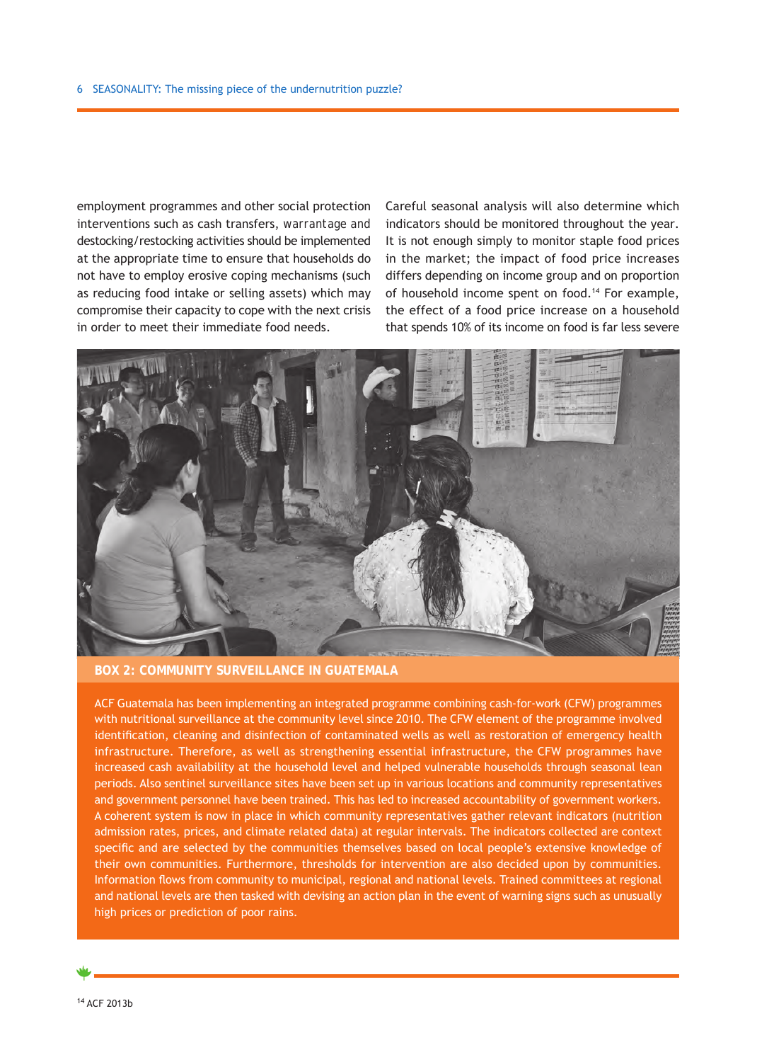employment programmes and other social protection interventions such as cash transfers, warrantage and destocking/restocking activities should be implemented at the appropriate time to ensure that households do not have to employ erosive coping mechanisms (such as reducing food intake or selling assets) which may compromise their capacity to cope with the next crisis in order to meet their immediate food needs.

Careful seasonal analysis will also determine which indicators should be monitored throughout the year. It is not enough simply to monitor staple food prices in the market; the impact of food price increases differs depending on income group and on proportion of household income spent on food.[14] For example, the effect of a food price increase on a household that spends 10% of its income on food is far less severe

## BOX 2: COMMUNITY SURVEILLANCE IN GUATEMALA

ACF Guatemala has been implementing an integrated programme combining cash-for-work (CFW) programmes with nutritional surveillance at the community level since 2010. The CFW element of the programme involved identification, cleaning and disinfection of contaminated wells as well as restoration of emergency health infrastructure. Therefore, as well as strengthening essential infrastructure, the CFW programmes have increased cash availability at the household level and helped vulnerable households through seasonal lean periods. Also sentinel surveillance sites have been set up in various locations and community representatives and government personnel have been trained. This has led to increased accountability of government workers. A coherent system is now in place in which community representatives gather relevant indicators (nutrition admission rates, prices, and climate related data) at regular intervals. The indicators collected are context specific and are selected by the communities themselves based on local people's extensive knowledge of their own communities. Furthermore, thresholds for intervention are also decided upon by communities. Information flows from community to municipal, regional and national levels. Trained committees at regional and national levels are then tasked with devising an action plan in the event of warning signs such as unusually high prices or prediction of poor rains.

[14] ACF 2013b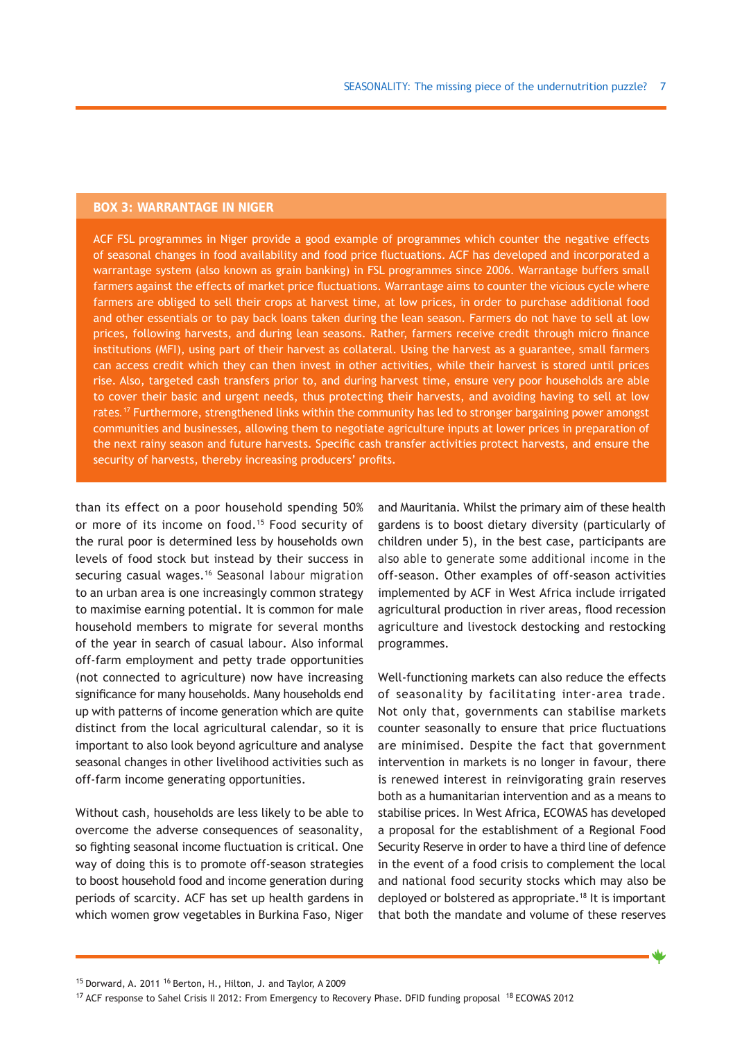## BOX 3: WARRANTAGE IN NIGER

ACF FSL programmes in Niger provide a good example of programmes which counter the negative effects of seasonal changes in food availability and food price fluctuations. ACF has developed and incorporated a warrantage system (also known as grain banking) in FSL programmes since 2006. Warrantage buffers small farmers against the effects of market price fluctuations. Warrantage aims to counter the vicious cycle where farmers are obliged to sell their crops at harvest time, at low prices, in order to purchase additional food and other essentials or to pay back loans taken during the lean season. Farmers do not have to sell at low prices, following harvests, and during lean seasons. Rather, farmers receive credit through micro finance institutions (MFI), using part of their harvest as collateral. Using the harvest as a guarantee, small farmers can access credit which they can then invest in other activities, while their harvest is stored until prices rise. Also, targeted cash transfers prior to, and during harvest time, ensure very poor households are able to cover their basic and urgent needs, thus protecting their harvests, and avoiding having to sell at low rates.[17] Furthermore, strengthened links within the community has led to stronger bargaining power amongst communities and businesses, allowing them to negotiate agriculture inputs at lower prices in preparation of the next rainy season and future harvests. Specific cash transfer activities protect harvests, and ensure the security of harvests, thereby increasing producers' profits.

than its effect on a poor household spending 50% or more of its income on food.[15] Food security of the rural poor is determined less by households own levels of food stock but instead by their success in securing casual wages.[16] Seasonal labour migration to an urban area is one increasingly common strategy to maximise earning potential. It is common for male household members to migrate for several months of the year in search of casual labour. Also informal off-farm employment and petty trade opportunities (not connected to agriculture) now have increasing significance for many households. Many households end up with patterns of income generation which are quite distinct from the local agricultural calendar, so it is important to also look beyond agriculture and analyse seasonal changes in other livelihood activities such as off-farm income generating opportunities.

Without cash, households are less likely to be able to overcome the adverse consequences of seasonality, so fighting seasonal income fluctuation is critical. One way of doing this is to promote off-season strategies to boost household food and income generation during periods of scarcity. ACF has set up health gardens in which women grow vegetables in Burkina Faso, Niger and Mauritania. Whilst the primary aim of these health gardens is to boost dietary diversity (particularly of children under 5), in the best case, participants are also able to generate some additional income in the off-season. Other examples of off-season activities implemented by ACF in West Africa include irrigated agricultural production in river areas, flood recession agriculture and livestock destocking and restocking programmes.

Well-functioning markets can also reduce the effects of seasonality by facilitating inter-area trade. Not only that, governments can stabilise markets counter seasonally to ensure that price fluctuations are minimised. Despite the fact that government intervention in markets is no longer in favour, there is renewed interest in reinvigorating grain reserves both as a humanitarian intervention and as a means to stabilise prices. In West Africa, ECOWAS has developed a proposal for the establishment of a Regional Food Security Reserve in order to have a third line of defence in the event of a food crisis to complement the local and national food security stocks which may also be deployed or bolstered as appropriate.[18] It is important that both the mandate and volume of these reserves

[15] Dorward, A. 2011 [16] Berton, H., Hilton, J. and Taylor, A 2009

[17] ACF response to Sahel Crisis II 2012: From Emergency to Recovery Phase. DFID funding proposal [18] ECOWAS 2012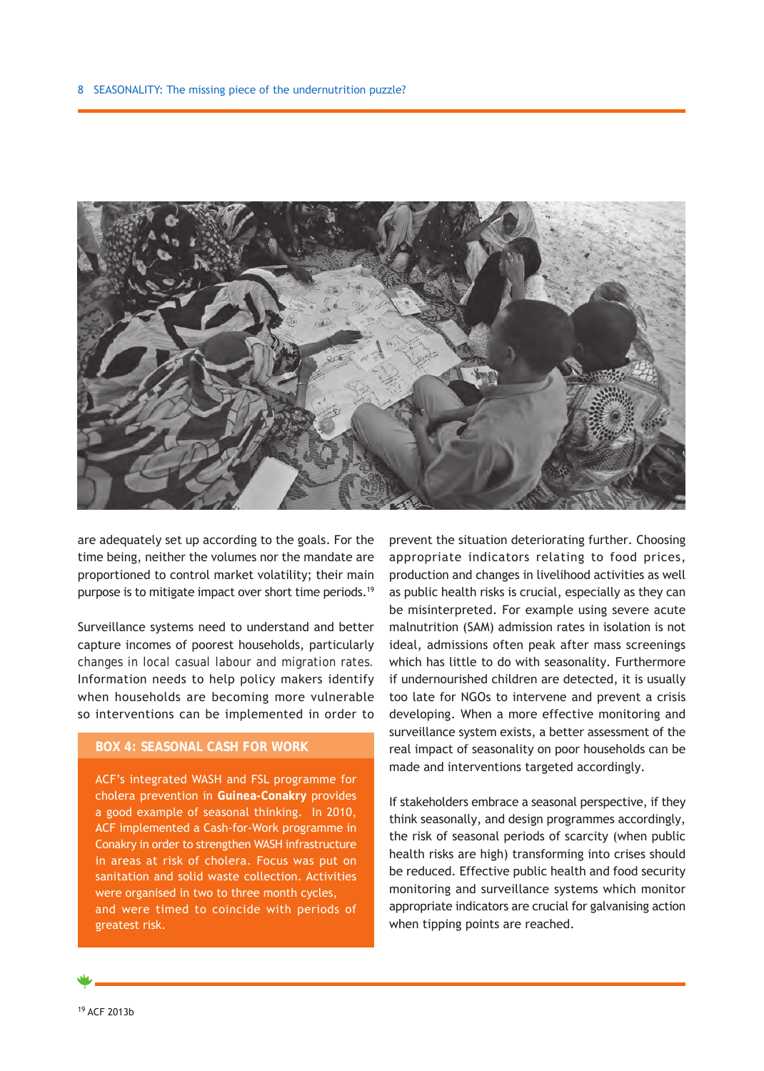are adequately set up according to the goals. For the time being, neither the volumes nor the mandate are proportioned to control market volatility; their main purpose is to mitigate impact over short time periods.[19]

Surveillance systems need to understand and better capture incomes of poorest households, particularly changes in local casual labour and migration rates. Information needs to help policy makers identify when households are becoming more vulnerable so interventions can be implemented in order to prevent the situation deteriorating further. Choosing appropriate indicators relating to food prices, production and changes in livelihood activities as well as public health risks is crucial, especially as they can be misinterpreted. For example using severe acute malnutrition (SAM) admission rates in isolation is not ideal, admissions often peak after mass screenings which has little to do with seasonality. Furthermore if undernourished children are detected, it is usually too late for NGOs to intervene and prevent a crisis developing. When a more effective monitoring and surveillance system exists, a better assessment of the real impact of seasonality on poor households can be made and interventions targeted accordingly.

If stakeholders embrace a seasonal perspective, if they think seasonally, and design programmes accordingly, the risk of seasonal periods of scarcity (when public health risks are high) transforming into crises should be reduced. Effective public health and food security monitoring and surveillance systems which monitor appropriate indicators are crucial for galvanising action when tipping points are reached.

### BOX 4: SEASONAL CASH FOR WORK

ACF's integrated WASH and FSL programme for cholera prevention in **Guinea-Conakry** provides a good example of seasonal thinking. In 2010, ACF implemented a Cash-for-Work programme in Conakry in order to strengthen WASH infrastructure in areas at risk of cholera. Focus was put on sanitation and solid waste collection. Activities were organised in two to three month cycles, and were timed to coincide with periods of greatest risk.

[19] ACF 2013b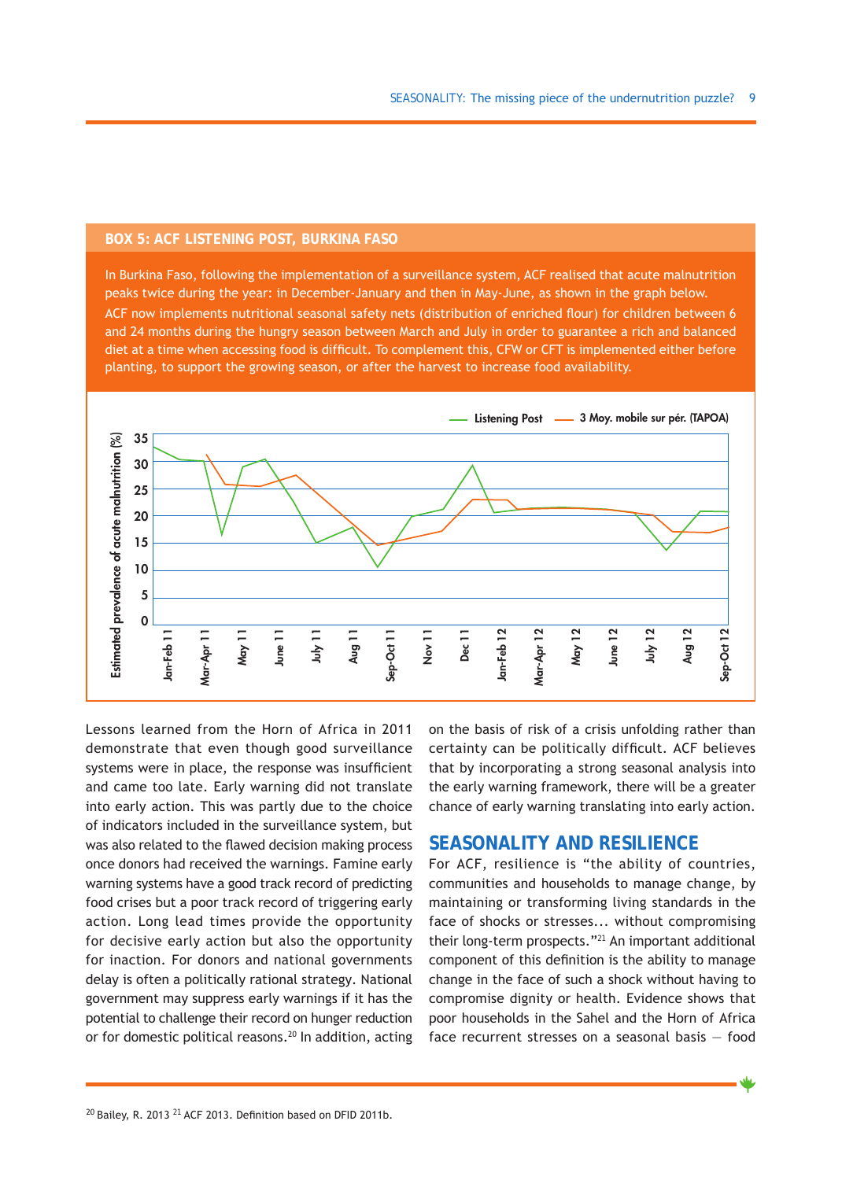## BOX 5: ACF LISTENING POST, BURKINA FASO

In Burkina Faso, following the implementation of a surveillance system, ACF realised that acute malnutrition peaks twice during the year: in December-January and then in May-June, as shown in the graph below.

ACF now implements nutritional seasonal safety nets (distribution of enriched flour) for children between 6 and 24 months during the hungry season between March and July in order to guarantee a rich and balanced diet at a time when accessing food is difficult. To complement this, CFW or CFT is implemented either before planting, to support the growing season, or after the harvest to increase food availability.

Lessons learned from the Horn of Africa in 2011 demonstrate that even though good surveillance systems were in place, the response was insufficient and came too late. Early warning did not translate into early action. This was partly due to the choice of indicators included in the surveillance system, but was also related to the flawed decision making process once donors had received the warnings. Famine early warning systems have a good track record of predicting food crises but a poor track record of triggering early action. Long lead times provide the opportunity for decisive early action but also the opportunity for inaction. For donors and national governments delay is often a politically rational strategy. National government may suppress early warnings if it has the potential to challenge their record on hunger reduction or for domestic political reasons.[20] In addition, acting on the basis of risk of a crisis unfolding rather than certainty can be politically difficult. ACF believes that by incorporating a strong seasonal analysis into the early warning framework, there will be a greater chance of early warning translating into early action.

## SEASONALITY AND RESILIENCE

For ACF, resilience is "the ability of countries, communities and households to manage change, by maintaining or transforming living standards in the face of shocks or stresses... without compromising their long-term prospects."[21] An important additional component of this definition is the ability to manage change in the face of such a shock without having to compromise dignity or health. Evidence shows that poor households in the Sahel and the Horn of Africa face recurrent stresses on a seasonal basis – food

[20] Bailey, R. 2013 [21] ACF 2013. Definition based on DFID 2011b.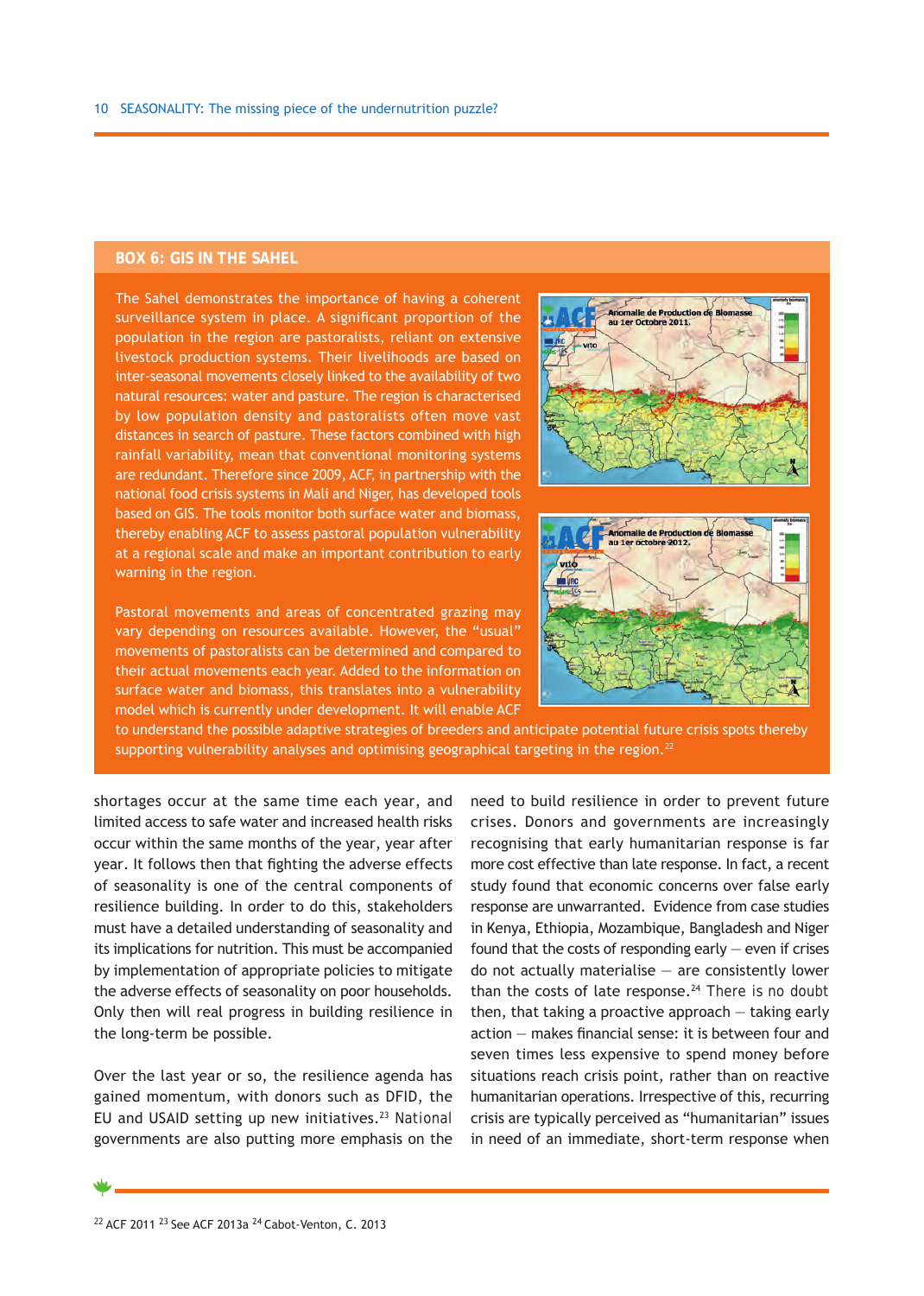## BOX 6: GIS IN THE SAHEL

The Sahel demonstrates the importance of having a coherent surveillance system in place. A significant proportion of the population in the region are pastoralists, reliant on extensive livestock production systems. Their livelihoods are based on inter-seasonal movements closely linked to the availability of two natural resources: water and pasture. The region is characterised by low population density and pastoralists often move vast distances in search of pasture. These factors combined with high rainfall variability, mean that conventional monitoring systems are redundant. Therefore since 2009, ACF, in partnership with the national food crisis systems in Mali and Niger, has developed tools based on GIS. The tools monitor both surface water and biomass, thereby enabling ACF to assess pastoral population vulnerability at a regional scale and make an important contribution to early warning in the region.

Pastoral movements and areas of concentrated grazing may vary depending on resources available. However, the "usual" movements of pastoralists can be determined and compared to their actual movements each year. Added to the information on surface water and biomass, this translates into a vulnerability model which is currently under development. It will enable ACF to understand the possible adaptive strategies of breeders and anticipate potential future crisis spots thereby supporting vulnerability analyses and optimising geographical targeting in the region.[22]

shortages occur at the same time each year, and limited access to safe water and increased health risks occur within the same months of the year, year after year. It follows then that fighting the adverse effects of seasonality is one of the central components of resilience building. In order to do this, stakeholders must have a detailed understanding of seasonality and its implications for nutrition. This must be accompanied by implementation of appropriate policies to mitigate the adverse effects of seasonality on poor households. Only then will real progress in building resilience in the long-term be possible.

Over the last year or so, the resilience agenda has gained momentum, with donors such as DFID, the EU and USAID setting up new initiatives.[23] National governments are also putting more emphasis on the need to build resilience in order to prevent future crises. Donors and governments are increasingly recognising that early humanitarian response is far more cost effective than late response. In fact, a recent study found that economic concerns over false early response are unwarranted. Evidence from case studies in Kenya, Ethiopia, Mozambique, Bangladesh and Niger found that the costs of responding early – even if crises do not actually materialise – are consistently lower than the costs of late response.[24] There is no doubt then, that taking a proactive approach – taking early action – makes financial sense: it is between four and seven times less expensive to spend money before situations reach crisis point, rather than on reactive humanitarian operations. Irrespective of this, recurring crisis are typically perceived as "humanitarian" issues in need of an immediate, short-term response when

[22] ACF 2011 [23] See ACF 2013a [24] Cabot-Venton, C. 2013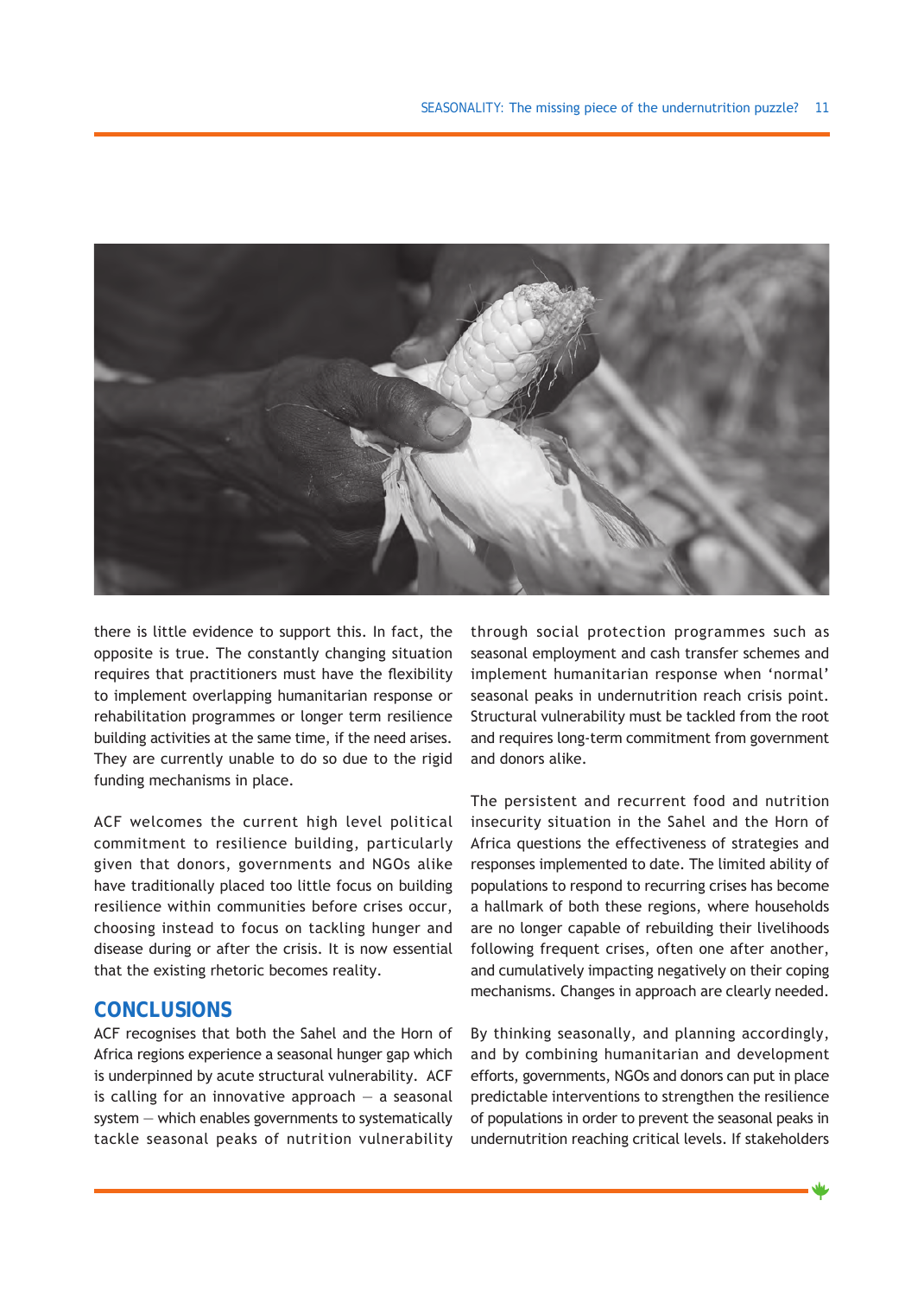there is little evidence to support this. In fact, the opposite is true. The constantly changing situation requires that practitioners must have the flexibility to implement overlapping humanitarian response or rehabilitation programmes or longer term resilience building activities at the same time, if the need arises. They are currently unable to do so due to the rigid funding mechanisms in place.

ACF welcomes the current high level political commitment to resilience building, particularly given that donors, governments and NGOs alike have traditionally placed too little focus on building resilience within communities before crises occur, choosing instead to focus on tackling hunger and disease during or after the crisis. It is now essential that the existing rhetoric becomes reality.

## CONCLUSIONS

ACF recognises that both the Sahel and the Horn of Africa regions experience a seasonal hunger gap which is underpinned by acute structural vulnerability. ACF is calling for an innovative approach — a seasonal system — which enables governments to systematically tackle seasonal peaks of nutrition vulnerability through social protection programmes such as seasonal employment and cash transfer schemes and implement humanitarian response when 'normal' seasonal peaks in undernutrition reach crisis point. Structural vulnerability must be tackled from the root and requires long-term commitment from government and donors alike.

The persistent and recurrent food and nutrition insecurity situation in the Sahel and the Horn of Africa questions the effectiveness of strategies and responses implemented to date. The limited ability of populations to respond to recurring crises has become a hallmark of both these regions, where households are no longer capable of rebuilding their livelihoods following frequent crises, often one after another, and cumulatively impacting negatively on their coping mechanisms. Changes in approach are clearly needed.

By thinking seasonally, and planning accordingly, and by combining humanitarian and development efforts, governments, NGOs and donors can put in place predictable interventions to strengthen the resilience of populations in order to prevent the seasonal peaks in undernutrition reaching critical levels. If stakeholders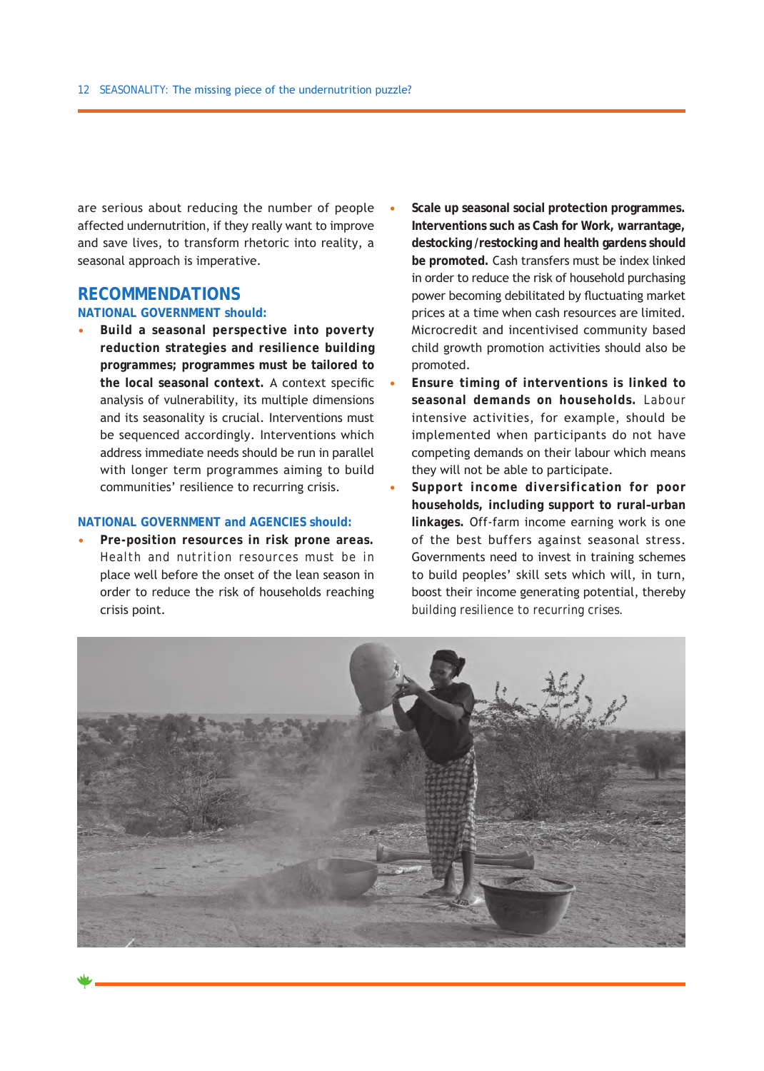are serious about reducing the number of people affected undernutrition, if they really want to improve and save lives, to transform rhetoric into reality, a seasonal approach is imperative.

## RECOMMENDATIONS

### NATIONAL GOVERNMENT should:

- **Build a seasonal perspective into poverty reduction strategies and resilience building programmes; programmes must be tailored to the local seasonal context.** A context specific analysis of vulnerability, its multiple dimensions and its seasonality is crucial. Interventions must be sequenced accordingly. Interventions which address immediate needs should be run in parallel with longer term programmes aiming to build communities' resilience to recurring crisis.

### NATIONAL GOVERNMENT and AGENCIES should:

- **Pre-position resources in risk prone areas.** Health and nutrition resources must be in place well before the onset of the lean season in order to reduce the risk of households reaching crisis point.
- **Scale up seasonal social protection programmes. Interventions such as Cash for Work, warrantage, destocking /restocking and health gardens should be promoted.** Cash transfers must be index linked in order to reduce the risk of household purchasing power becoming debilitated by fluctuating market prices at a time when cash resources are limited. Microcredit and incentivised community based child growth promotion activities should also be promoted.
- **Ensure timing of interventions is linked to seasonal demands on households.** Labour intensive activities, for example, should be implemented when participants do not have competing demands on their labour which means they will not be able to participate.
- **Support income diversification for poor households, including support to rural-urban linkages.** Off-farm income earning work is one of the best buffers against seasonal stress. Governments need to invest in training schemes to build peoples' skill sets which will, in turn, boost their income generating potential, thereby building resilience to recurring crises.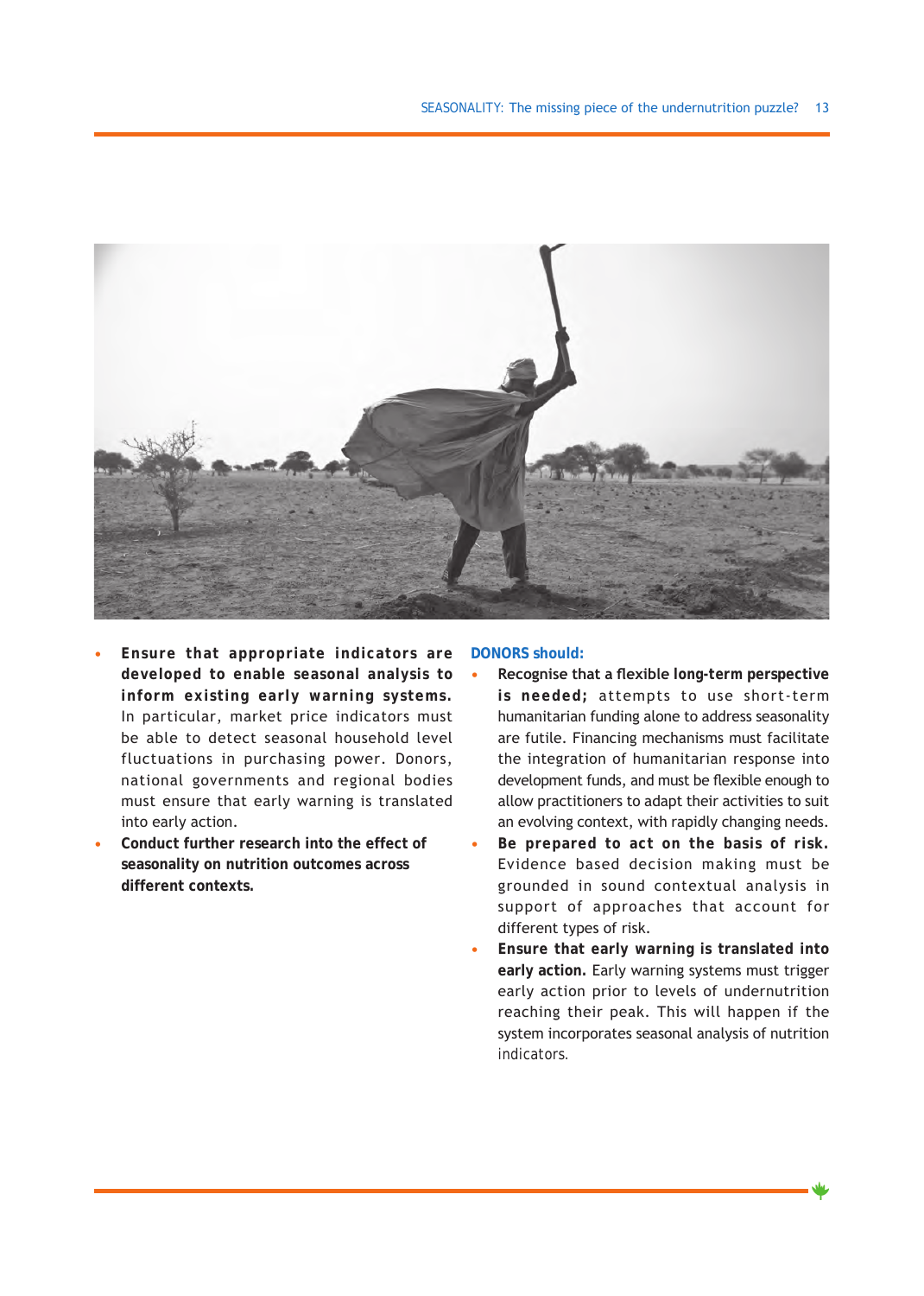- **Ensure that appropriate indicators are developed to enable seasonal analysis to inform existing early warning systems.** In particular, market price indicators must be able to detect seasonal household level fluctuations in purchasing power. Donors, national governments and regional bodies must ensure that early warning is translated into early action.
- **Conduct further research into the effect of seasonality on nutrition outcomes across different contexts.**

**DONORS should:**

- **Recognise that a flexible long-term perspective is needed;** attempts to use short-term humanitarian funding alone to address seasonality are futile. Financing mechanisms must facilitate the integration of humanitarian response into development funds, and must be flexible enough to allow practitioners to adapt their activities to suit an evolving context, with rapidly changing needs.
- **Be prepared to act on the basis of risk.** Evidence based decision making must be grounded in sound contextual analysis in support of approaches that account for different types of risk.
- **Ensure that early warning is translated into early action.** Early warning systems must trigger early action prior to levels of undernutrition reaching their peak. This will happen if the system incorporates seasonal analysis of nutrition indicators.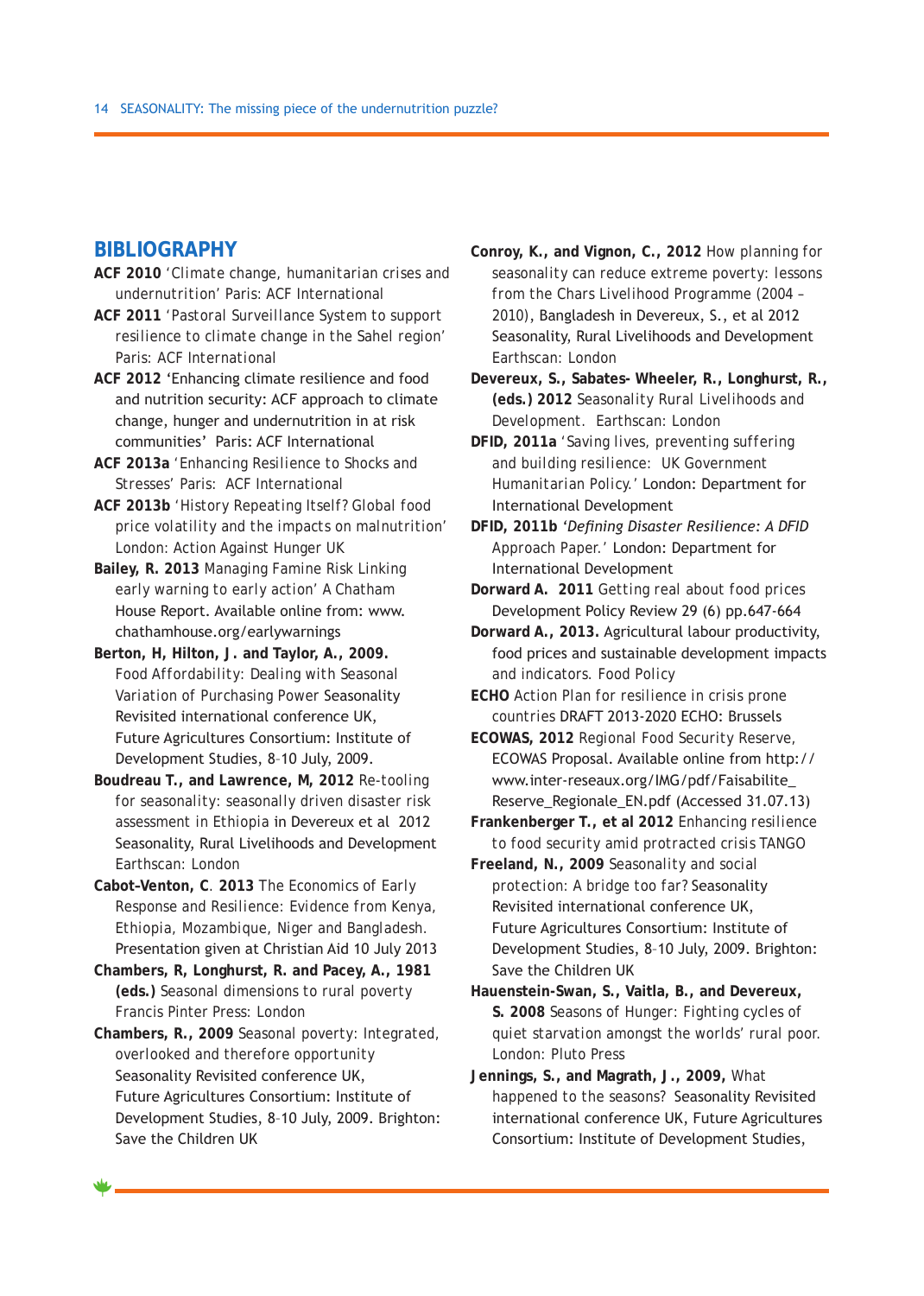## BIBLIOGRAPHY

**ACF 2010** 'Climate change, humanitarian crises and undernutrition' Paris: ACF International

**ACF 2011** 'Pastoral Surveillance System to support resilience to climate change in the Sahel region' Paris: ACF International

**ACF 2012** 'Enhancing climate resilience and food and nutrition security: ACF approach to climate change, hunger and undernutrition in at risk communities' Paris: ACF International

**ACF 2013a** 'Enhancing Resilience to Shocks and Stresses' Paris: ACF International

**ACF 2013b** 'History Repeating Itself? Global food price volatility and the impacts on malnutrition' London: Action Against Hunger UK

**Bailey, R. 2013** Managing Famine Risk Linking early warning to early action' A Chatham House Report. Available online from: www.chathamhouse.org/earlywarnings

**Berton, H, Hilton, J. and Taylor, A., 2009.** Food Affordability: Dealing with Seasonal Variation of Purchasing Power Seasonality Revisited international conference UK, Future Agricultures Consortium: Institute of Development Studies, 8–10 July, 2009.

**Boudreau T., and Lawrence, M, 2012** Re-tooling for seasonality: seasonally driven disaster risk assessment in Ethiopia in Devereux et al 2012 Seasonality, Rural Livelihoods and Development Earthscan: London

**Cabot-Venton, C. 2013** The Economics of Early Response and Resilience: Evidence from Kenya, Ethiopia, Mozambique, Niger and Bangladesh. Presentation given at Christian Aid 10 July 2013

**Chambers, R, Longhurst, R. and Pacey, A., 1981 (eds.)** Seasonal dimensions to rural poverty Francis Pinter Press: London

**Chambers, R., 2009** Seasonal poverty: Integrated, overlooked and therefore opportunity Seasonality Revisited conference UK, Future Agricultures Consortium: Institute of Development Studies, 8–10 July, 2009. Brighton: Save the Children UK

**Conroy, K., and Vignon, C., 2012** How planning for seasonality can reduce extreme poverty: lessons from the Chars Livelihood Programme (2004 – 2010), Bangladesh in Devereux, S., et al 2012 Seasonality, Rural Livelihoods and Development Earthscan: London

**Devereux, S., Sabates- Wheeler, R., Longhurst, R., (eds.) 2012** Seasonality Rural Livelihoods and Development. Earthscan: London

**DFID, 2011a** 'Saving lives, preventing suffering and building resilience: UK Government Humanitarian Policy.' London: Department for International Development

**DFID, 2011b** '*Defining Disaster Resilience: A DFID* Approach Paper.' London: Department for International Development

**Dorward A. 2011** Getting real about food prices Development Policy Review 29 (6) pp.647-664

**Dorward A., 2013.** Agricultural labour productivity, food prices and sustainable development impacts and indicators. Food Policy

**ECHO** Action Plan for resilience in crisis prone countries DRAFT 2013-2020 ECHO: Brussels

**ECOWAS, 2012** Regional Food Security Reserve, ECOWAS Proposal. Available online from http://www.inter-reseaux.org/IMG/pdf/Faisabilite_Reserve_Regionale_EN.pdf (Accessed 31.07.13)

**Frankenberger T., et al 2012** Enhancing resilience to food security amid protracted crisis TANGO

**Freeland, N., 2009** Seasonality and social protection: A bridge too far? Seasonality Revisited international conference UK, Future Agricultures Consortium: Institute of Development Studies, 8–10 July, 2009. Brighton: Save the Children UK

**Hauenstein-Swan, S., Vaitla, B., and Devereux, S. 2008** Seasons of Hunger: Fighting cycles of quiet starvation amongst the worlds' rural poor. London: Pluto Press

**Jennings, S., and Magrath, J., 2009,** What happened to the seasons? Seasonality Revisited international conference UK, Future Agricultures Consortium: Institute of Development Studies,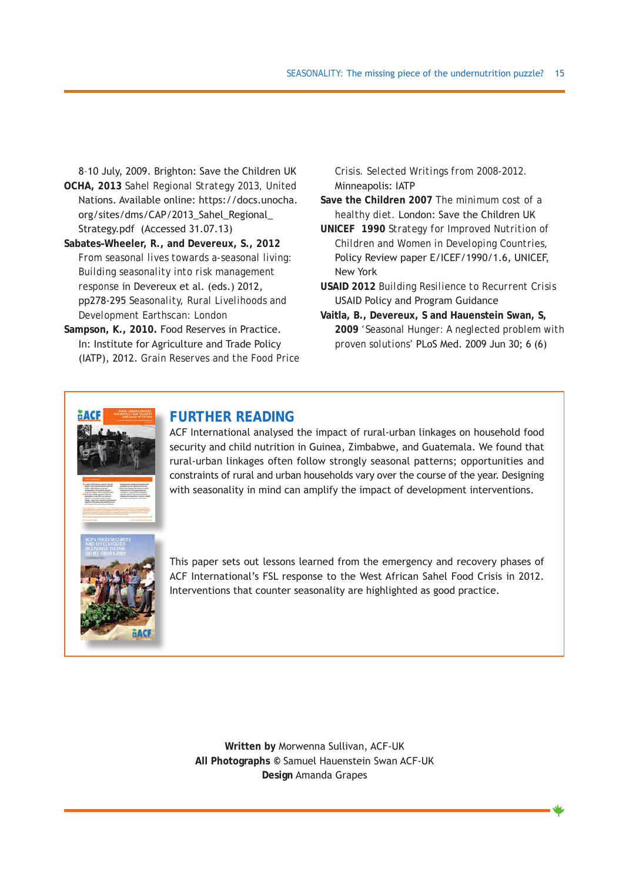8-10 July, 2009. Brighton: Save the Children UK

**OCHA, 2013** Sahel Regional Strategy 2013, United Nations. Available online: https://docs.unocha.org/sites/dms/CAP/2013_Sahel_Regional_Strategy.pdf (Accessed 31.07.13)

**Sabates-Wheeler, R., and Devereux, S., 2012** From seasonal lives towards a-seasonal living: Building seasonality into risk management response in Devereux et al. (eds.) 2012, pp278-295 Seasonality, Rural Livelihoods and Development Earthscan: London

**Sampson, K., 2010.** Food Reserves in Practice. In: Institute for Agriculture and Trade Policy (IATP), 2012. Grain Reserves and the Food Price Crisis. Selected Writings from 2008-2012. Minneapolis: IATP

**Save the Children 2007** The minimum cost of a healthy diet. London: Save the Children UK

**UNICEF 1990** Strategy for Improved Nutrition of Children and Women in Developing Countries, Policy Review paper E/ICEF/1990/1.6, UNICEF, New York

**USAID 2012** Building Resilience to Recurrent Crisis USAID Policy and Program Guidance

**Vaitla, B., Devereux, S and Hauenstein Swan, S, 2009** 'Seasonal Hunger: A neglected problem with proven solutions' PLoS Med. 2009 Jun 30; 6 (6)

## FURTHER READING

ACF International analysed the impact of rural-urban linkages on household food security and child nutrition in Guinea, Zimbabwe, and Guatemala. We found that rural-urban linkages often follow strongly seasonal patterns; opportunities and constraints of rural and urban households vary over the course of the year. Designing with seasonality in mind can amplify the impact of development interventions.

This paper sets out lessons learned from the emergency and recovery phases of ACF International's FSL response to the West African Sahel Food Crisis in 2012. Interventions that counter seasonality are highlighted as good practice.

**Written by** Morwenna Sullivan, ACF-UK
**All Photographs** © Samuel Hauenstein Swan ACF-UK
**Design** Amanda Grapes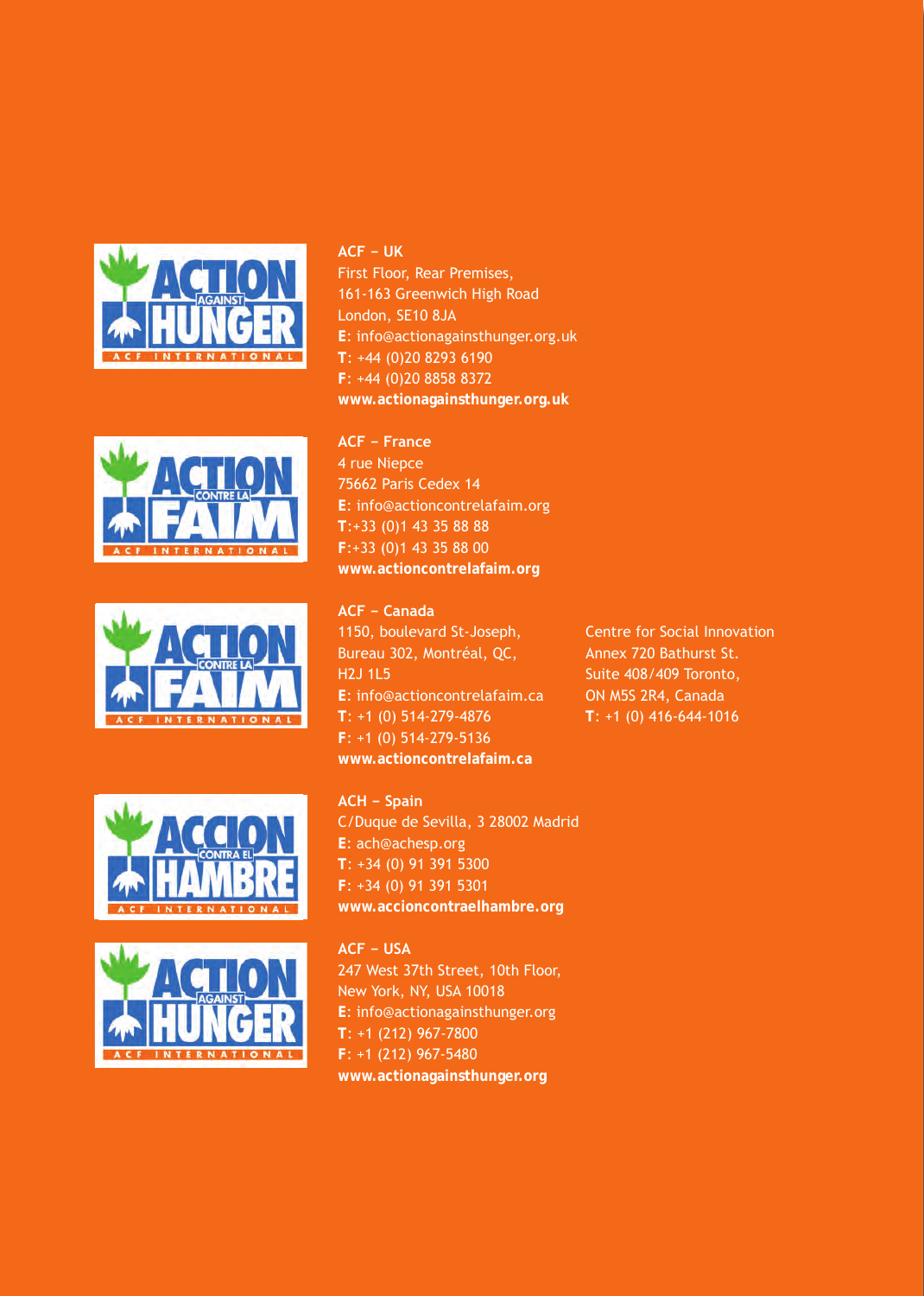**ACF – UK**
First Floor, Rear Premises,
161-163 Greenwich High Road
London, SE10 8JA
**E**: info@actionagainsthunger.org.uk
**T**: +44 (0)20 8293 6190
**F**: +44 (0)20 8858 8372
**www.actionagainsthunger.org.uk**

**ACF – France**
4 rue Niepce
75662 Paris Cedex 14
**E**: info@actioncontrelafaim.org
**T**:+33 (0)1 43 35 88 88
**F**:+33 (0)1 43 35 88 00
**www.actioncontrelafaim.org**

**ACF – Canada**
1150, boulevard St-Joseph,
Bureau 302, Montréal, QC,
H2J 1L5
**E**: info@actioncontrelafaim.ca
**T**: +1 (0) 514-279-4876
**F**: +1 (0) 514-279-5136
**www.actioncontrelafaim.ca**

Centre for Social Innovation
Annex 720 Bathurst St.
Suite 408/409 Toronto,
ON M5S 2R4, Canada
**T**: +1 (0) 416-644-1016

**ACH – Spain**
C/Duque de Sevilla, 3 28002 Madrid
**E**: ach@achesp.org
**T**: +34 (0) 91 391 5300
**F**: +34 (0) 91 391 5301
**www.accioncontraelhambre.org**

**ACF – USA**
247 West 37th Street, 10th Floor,
New York, NY, USA 10018
**E**: info@actionagainsthunger.org
**T**: +1 (212) 967-7800
**F**: +1 (212) 967-5480
**www.actionagainsthunger.org**